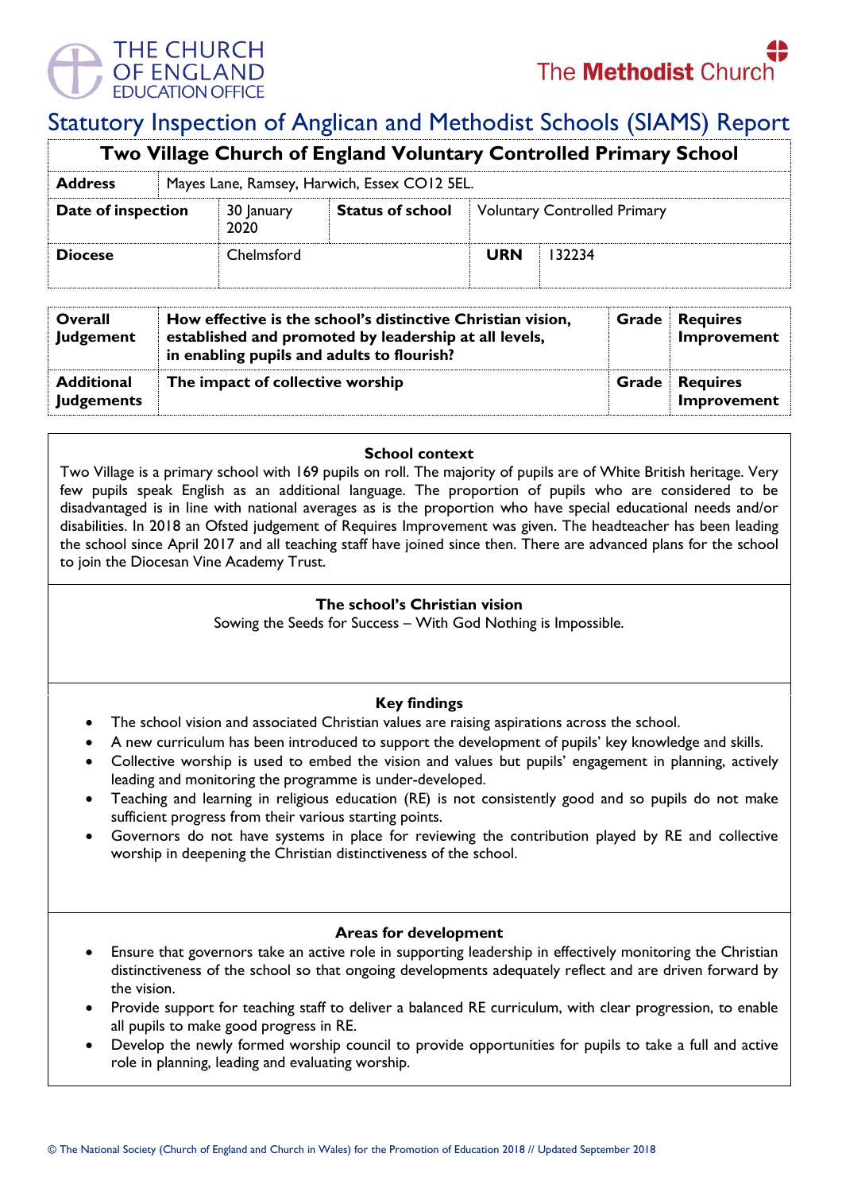THE CHURCH OF ENGLAND EDUCATION OFFICE

The Methodist Church

# Statutory Inspection of Anglican and Methodist Schools (SIAMS) Report

## Two Village Church of England Voluntary Controlled Primary School

| Address | Mayes Lane, Ramsey, Harwich, Essex CO12 5EL. | | |
|---|---|---|---|
| **Date of inspection** | 30 January 2020 | **Status of school** | Voluntary Controlled Primary |
| **Diocese** | Chelmsford | **URN** | 132234 |

| | | | |
|---|---|---|---|
| **Overall Judgement** | **How effective is the school's distinctive Christian vision, established and promoted by leadership at all levels, in enabling pupils and adults to flourish?** | **Grade** | **Requires Improvement** |
| **Additional Judgements** | **The impact of collective worship** | **Grade** | **Requires Improvement** |

### School context

Two Village is a primary school with 169 pupils on roll. The majority of pupils are of White British heritage. Very few pupils speak English as an additional language. The proportion of pupils who are considered to be disadvantaged is in line with national averages as is the proportion who have special educational needs and/or disabilities. In 2018 an Ofsted judgement of Requires Improvement was given. The headteacher has been leading the school since April 2017 and all teaching staff have joined since then. There are advanced plans for the school to join the Diocesan Vine Academy Trust.

### The school's Christian vision

Sowing the Seeds for Success – With God Nothing is Impossible.

### Key findings

- The school vision and associated Christian values are raising aspirations across the school.
- A new curriculum has been introduced to support the development of pupils' key knowledge and skills.
- Collective worship is used to embed the vision and values but pupils' engagement in planning, actively leading and monitoring the programme is under-developed.
- Teaching and learning in religious education (RE) is not consistently good and so pupils do not make sufficient progress from their various starting points.
- Governors do not have systems in place for reviewing the contribution played by RE and collective worship in deepening the Christian distinctiveness of the school.

### Areas for development

- Ensure that governors take an active role in supporting leadership in effectively monitoring the Christian distinctiveness of the school so that ongoing developments adequately reflect and are driven forward by the vision.
- Provide support for teaching staff to deliver a balanced RE curriculum, with clear progression, to enable all pupils to make good progress in RE.
- Develop the newly formed worship council to provide opportunities for pupils to take a full and active role in planning, leading and evaluating worship.

© The National Society (Church of England and Church in Wales) for the Promotion of Education 2018 // Updated September 2018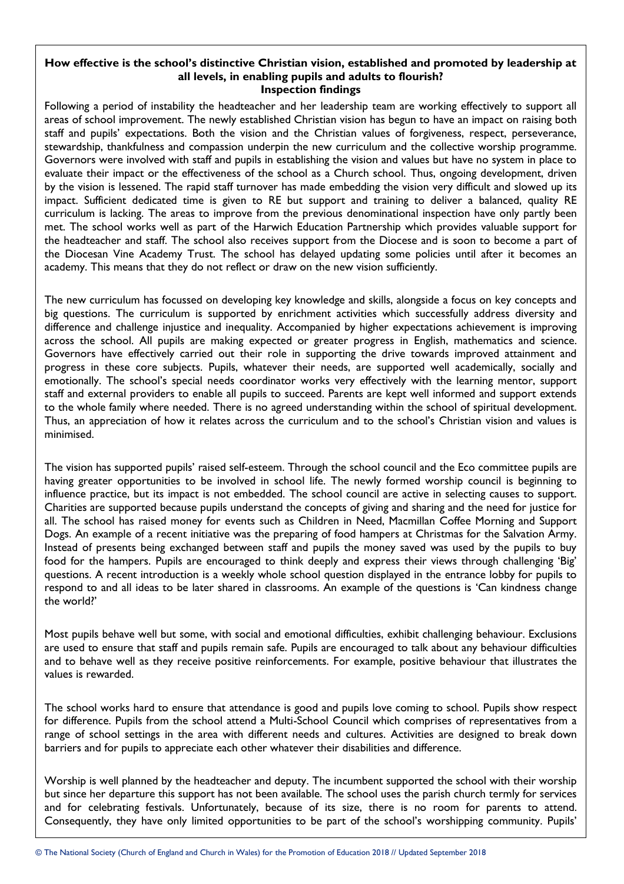**How effective is the school's distinctive Christian vision, established and promoted by leadership at all levels, in enabling pupils and adults to flourish?**
**Inspection findings**

Following a period of instability the headteacher and her leadership team are working effectively to support all areas of school improvement. The newly established Christian vision has begun to have an impact on raising both staff and pupils' expectations. Both the vision and the Christian values of forgiveness, respect, perseverance, stewardship, thankfulness and compassion underpin the new curriculum and the collective worship programme. Governors were involved with staff and pupils in establishing the vision and values but have no system in place to evaluate their impact or the effectiveness of the school as a Church school. Thus, ongoing development, driven by the vision is lessened. The rapid staff turnover has made embedding the vision very difficult and slowed up its impact. Sufficient dedicated time is given to RE but support and training to deliver a balanced, quality RE curriculum is lacking. The areas to improve from the previous denominational inspection have only partly been met. The school works well as part of the Harwich Education Partnership which provides valuable support for the headteacher and staff. The school also receives support from the Diocese and is soon to become a part of the Diocesan Vine Academy Trust. The school has delayed updating some policies until after it becomes an academy. This means that they do not reflect or draw on the new vision sufficiently.

The new curriculum has focussed on developing key knowledge and skills, alongside a focus on key concepts and big questions. The curriculum is supported by enrichment activities which successfully address diversity and difference and challenge injustice and inequality. Accompanied by higher expectations achievement is improving across the school. All pupils are making expected or greater progress in English, mathematics and science. Governors have effectively carried out their role in supporting the drive towards improved attainment and progress in these core subjects. Pupils, whatever their needs, are supported well academically, socially and emotionally. The school's special needs coordinator works very effectively with the learning mentor, support staff and external providers to enable all pupils to succeed. Parents are kept well informed and support extends to the whole family where needed. There is no agreed understanding within the school of spiritual development. Thus, an appreciation of how it relates across the curriculum and to the school's Christian vision and values is minimised.

The vision has supported pupils' raised self-esteem. Through the school council and the Eco committee pupils are having greater opportunities to be involved in school life. The newly formed worship council is beginning to influence practice, but its impact is not embedded. The school council are active in selecting causes to support. Charities are supported because pupils understand the concepts of giving and sharing and the need for justice for all. The school has raised money for events such as Children in Need, Macmillan Coffee Morning and Support Dogs. An example of a recent initiative was the preparing of food hampers at Christmas for the Salvation Army. Instead of presents being exchanged between staff and pupils the money saved was used by the pupils to buy food for the hampers. Pupils are encouraged to think deeply and express their views through challenging 'Big' questions. A recent introduction is a weekly whole school question displayed in the entrance lobby for pupils to respond to and all ideas to be later shared in classrooms. An example of the questions is 'Can kindness change the world?'

Most pupils behave well but some, with social and emotional difficulties, exhibit challenging behaviour. Exclusions are used to ensure that staff and pupils remain safe. Pupils are encouraged to talk about any behaviour difficulties and to behave well as they receive positive reinforcements. For example, positive behaviour that illustrates the values is rewarded.

The school works hard to ensure that attendance is good and pupils love coming to school. Pupils show respect for difference. Pupils from the school attend a Multi-School Council which comprises of representatives from a range of school settings in the area with different needs and cultures. Activities are designed to break down barriers and for pupils to appreciate each other whatever their disabilities and difference.

Worship is well planned by the headteacher and deputy. The incumbent supported the school with their worship but since her departure this support has not been available. The school uses the parish church termly for services and for celebrating festivals. Unfortunately, because of its size, there is no room for parents to attend. Consequently, they have only limited opportunities to be part of the school's worshipping community. Pupils'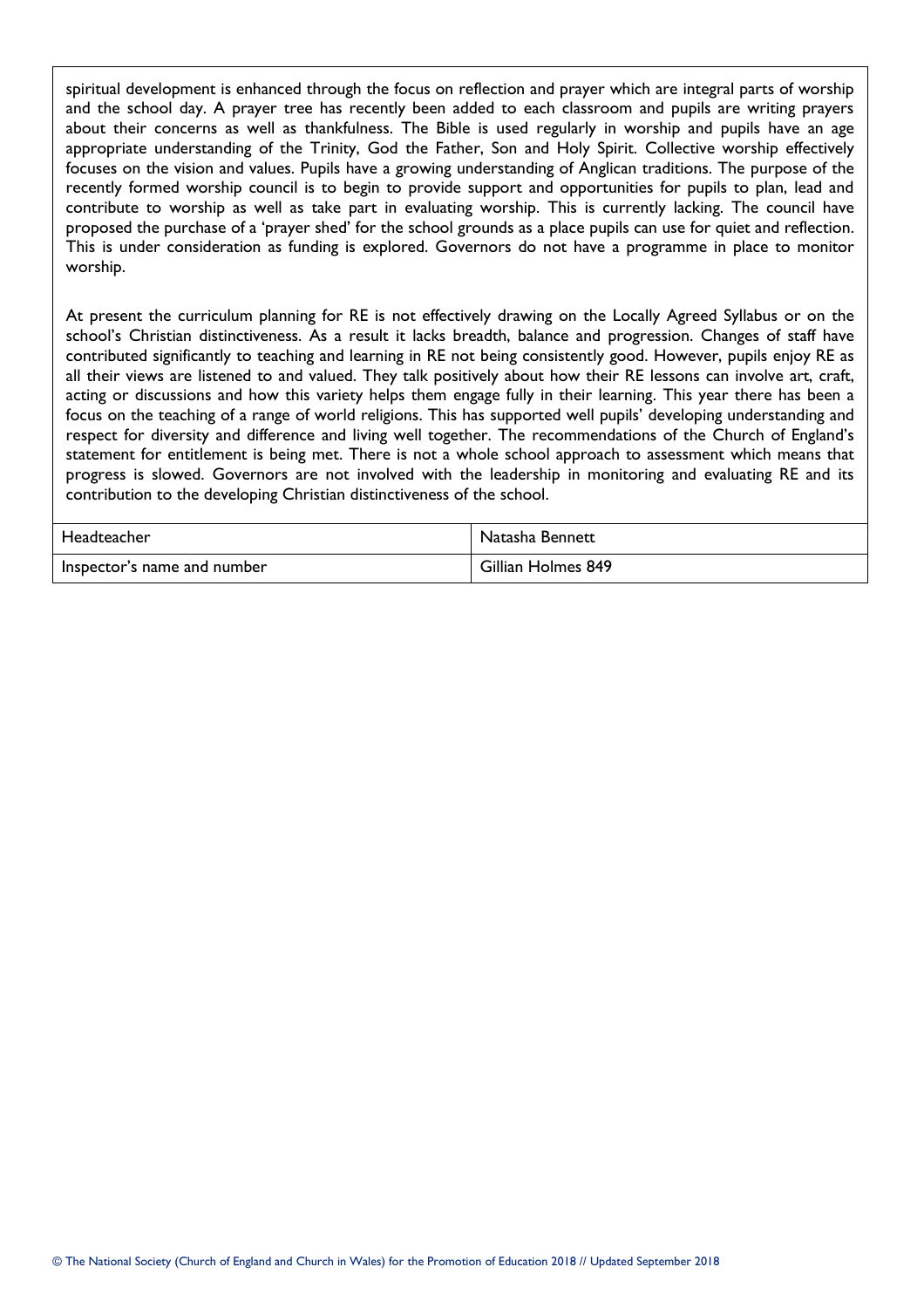spiritual development is enhanced through the focus on reflection and prayer which are integral parts of worship and the school day. A prayer tree has recently been added to each classroom and pupils are writing prayers about their concerns as well as thankfulness. The Bible is used regularly in worship and pupils have an age appropriate understanding of the Trinity, God the Father, Son and Holy Spirit. Collective worship effectively focuses on the vision and values. Pupils have a growing understanding of Anglican traditions. The purpose of the recently formed worship council is to begin to provide support and opportunities for pupils to plan, lead and contribute to worship as well as take part in evaluating worship. This is currently lacking. The council have proposed the purchase of a 'prayer shed' for the school grounds as a place pupils can use for quiet and reflection. This is under consideration as funding is explored. Governors do not have a programme in place to monitor worship.

At present the curriculum planning for RE is not effectively drawing on the Locally Agreed Syllabus or on the school's Christian distinctiveness. As a result it lacks breadth, balance and progression. Changes of staff have contributed significantly to teaching and learning in RE not being consistently good. However, pupils enjoy RE as all their views are listened to and valued. They talk positively about how their RE lessons can involve art, craft, acting or discussions and how this variety helps them engage fully in their learning. This year there has been a focus on the teaching of a range of world religions. This has supported well pupils' developing understanding and respect for diversity and difference and living well together. The recommendations of the Church of England's statement for entitlement is being met. There is not a whole school approach to assessment which means that progress is slowed. Governors are not involved with the leadership in monitoring and evaluating RE and its contribution to the developing Christian distinctiveness of the school.

| | |
|---|---|
| Headteacher | Natasha Bennett |
| Inspector's name and number | Gillian Holmes 849 |

© The National Society (Church of England and Church in Wales) for the Promotion of Education 2018 // Updated September 2018